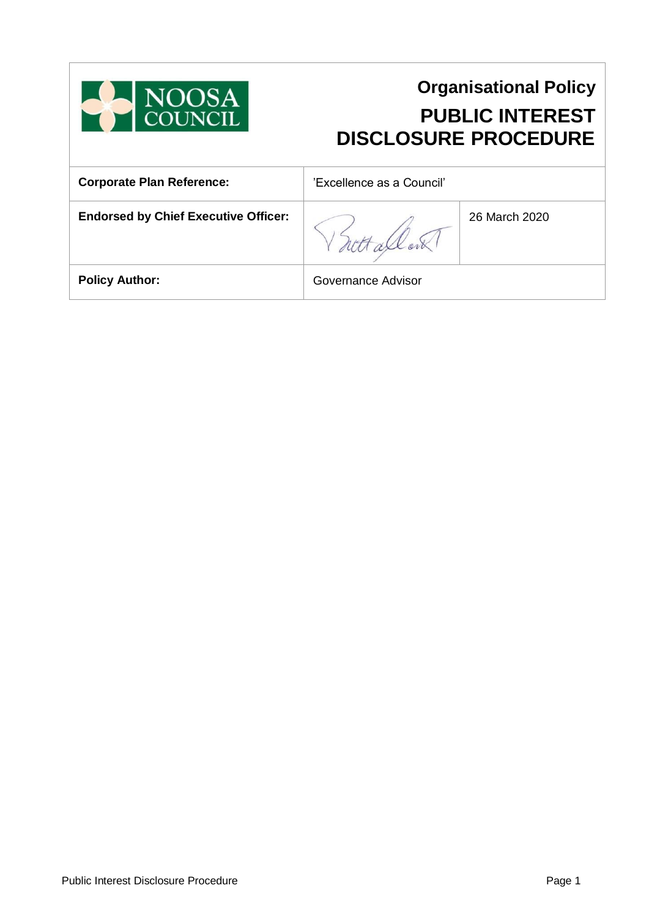NOOSA COUNCIL

# Organisational Policy

# PUBLIC INTEREST DISCLOSURE PROCEDURE

| | | |
|---|---|---|
| **Corporate Plan Reference:** | 'Excellence as a Council' | |
| **Endorsed by Chief Executive Officer:** | | 26 March 2020 |
| **Policy Author:** | Governance Advisor | |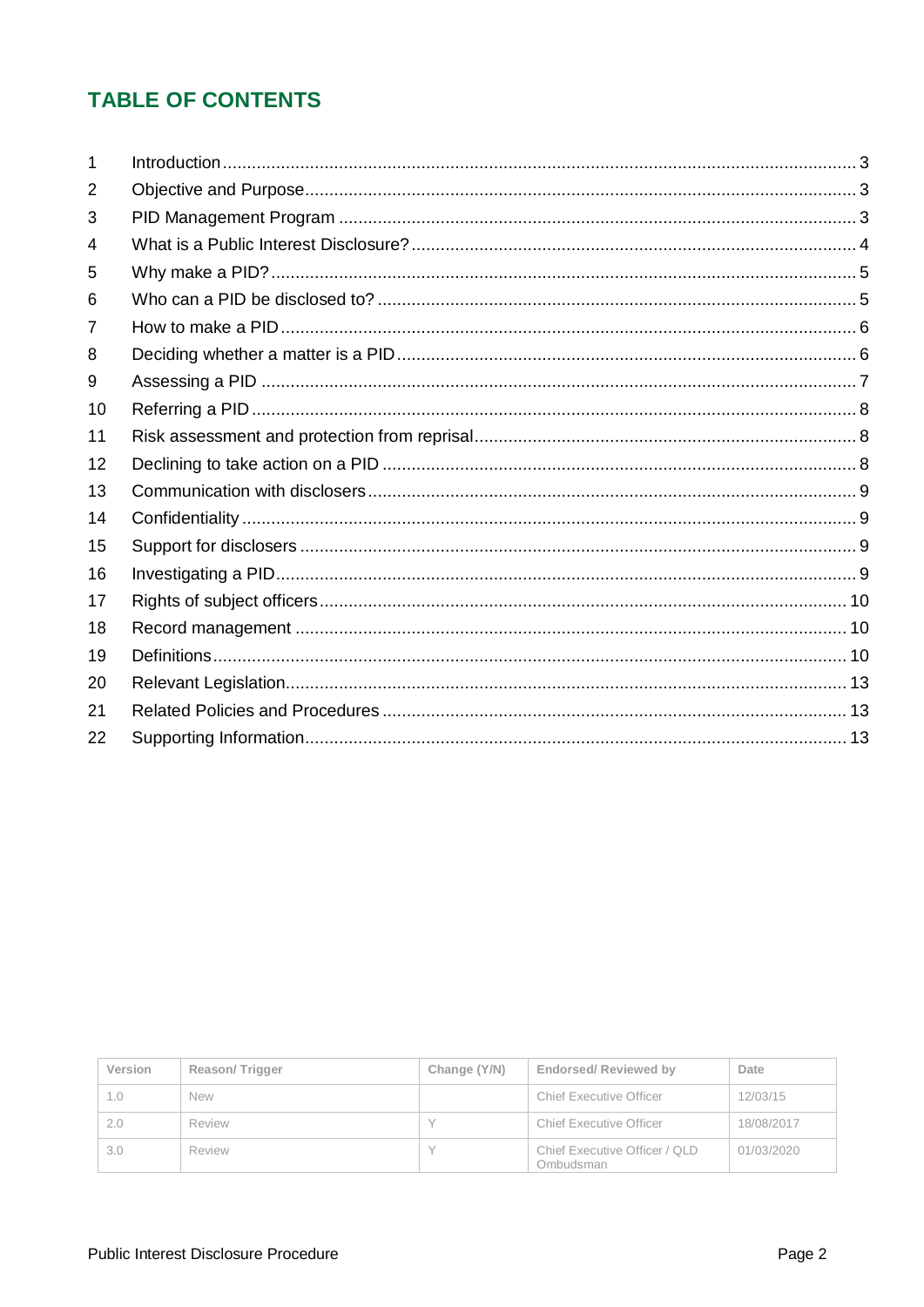## TABLE OF CONTENTS

| | | |
|---|---|---|
| 1 | Introduction | 3 |
| 2 | Objective and Purpose | 3 |
| 3 | PID Management Program | 3 |
| 4 | What is a Public Interest Disclosure? | 4 |
| 5 | Why make a PID? | 5 |
| 6 | Who can a PID be disclosed to? | 5 |
| 7 | How to make a PID | 6 |
| 8 | Deciding whether a matter is a PID | 6 |
| 9 | Assessing a PID | 7 |
| 10 | Referring a PID | 8 |
| 11 | Risk assessment and protection from reprisal | 8 |
| 12 | Declining to take action on a PID | 8 |
| 13 | Communication with disclosers | 9 |
| 14 | Confidentiality | 9 |
| 15 | Support for disclosers | 9 |
| 16 | Investigating a PID | 9 |
| 17 | Rights of subject officers | 10 |
| 18 | Record management | 10 |
| 19 | Definitions | 10 |
| 20 | Relevant Legislation | 13 |
| 21 | Related Policies and Procedures | 13 |
| 22 | Supporting Information | 13 |

| Version | Reason/ Trigger | Change (Y/N) | Endorsed/ Reviewed by | Date |
|---|---|---|---|---|
| 1.0 | New | | Chief Executive Officer | 12/03/15 |
| 2.0 | Review | Y | Chief Executive Officer | 18/08/2017 |
| 3.0 | Review | Y | Chief Executive Officer / QLD Ombudsman | 01/03/2020 |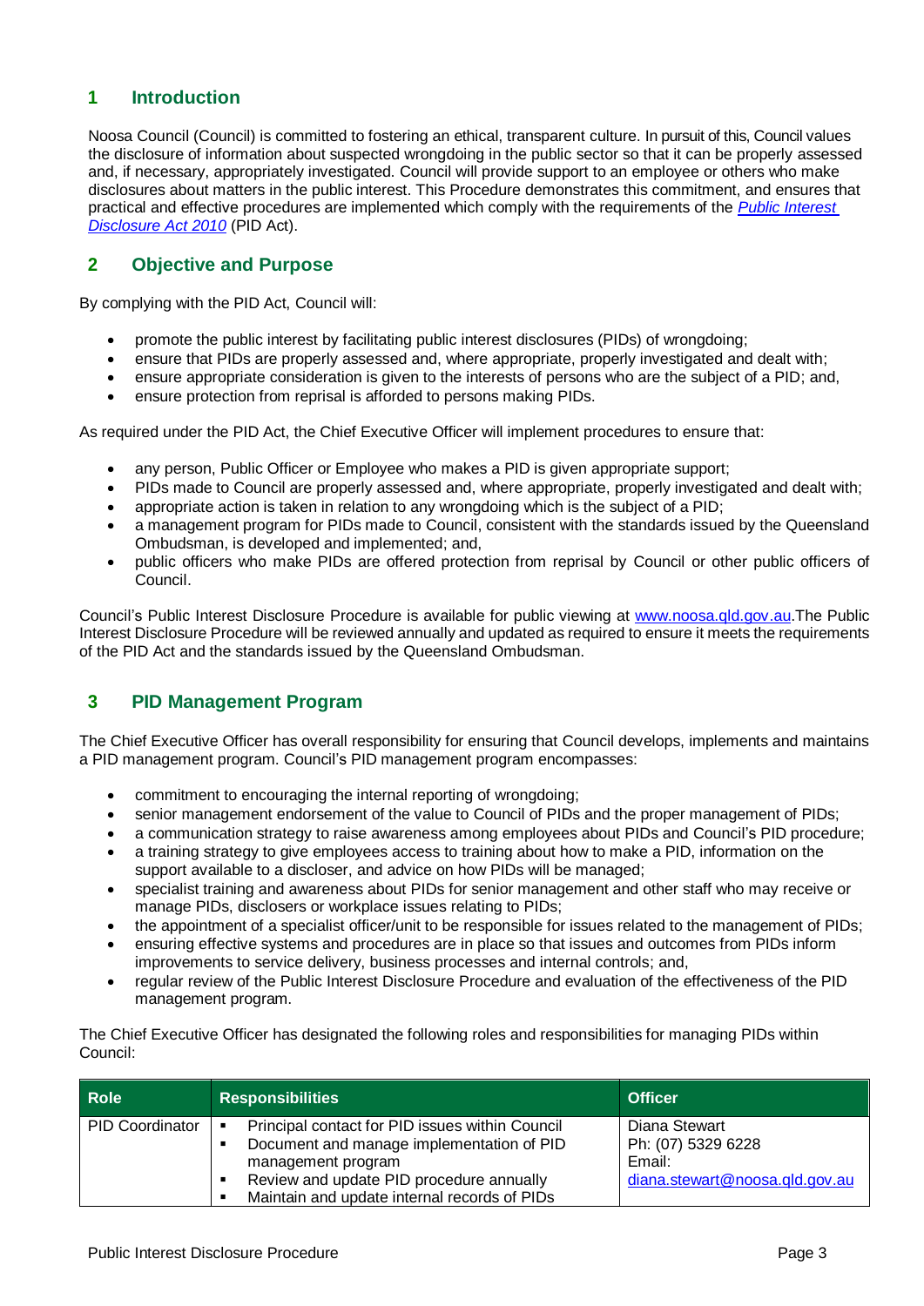## 1 Introduction

Noosa Council (Council) is committed to fostering an ethical, transparent culture. In pursuit of this, Council values the disclosure of information about suspected wrongdoing in the public sector so that it can be properly assessed and, if necessary, appropriately investigated. Council will provide support to an employee or others who make disclosures about matters in the public interest. This Procedure demonstrates this commitment, and ensures that practical and effective procedures are implemented which comply with the requirements of the *Public Interest Disclosure Act 2010* (PID Act).

## 2 Objective and Purpose

By complying with the PID Act, Council will:

- promote the public interest by facilitating public interest disclosures (PIDs) of wrongdoing;
- ensure that PIDs are properly assessed and, where appropriate, properly investigated and dealt with;
- ensure appropriate consideration is given to the interests of persons who are the subject of a PID; and,
- ensure protection from reprisal is afforded to persons making PIDs.

As required under the PID Act, the Chief Executive Officer will implement procedures to ensure that:

- any person, Public Officer or Employee who makes a PID is given appropriate support;
- PIDs made to Council are properly assessed and, where appropriate, properly investigated and dealt with;
- appropriate action is taken in relation to any wrongdoing which is the subject of a PID;
- a management program for PIDs made to Council, consistent with the standards issued by the Queensland Ombudsman, is developed and implemented; and,
- public officers who make PIDs are offered protection from reprisal by Council or other public officers of Council.

Council's Public Interest Disclosure Procedure is available for public viewing at www.noosa.qld.gov.au.The Public Interest Disclosure Procedure will be reviewed annually and updated as required to ensure it meets the requirements of the PID Act and the standards issued by the Queensland Ombudsman.

## 3 PID Management Program

The Chief Executive Officer has overall responsibility for ensuring that Council develops, implements and maintains a PID management program. Council's PID management program encompasses:

- commitment to encouraging the internal reporting of wrongdoing;
- senior management endorsement of the value to Council of PIDs and the proper management of PIDs;
- a communication strategy to raise awareness among employees about PIDs and Council's PID procedure;
- a training strategy to give employees access to training about how to make a PID, information on the support available to a discloser, and advice on how PIDs will be managed;
- specialist training and awareness about PIDs for senior management and other staff who may receive or manage PIDs, disclosers or workplace issues relating to PIDs;
- the appointment of a specialist officer/unit to be responsible for issues related to the management of PIDs;
- ensuring effective systems and procedures are in place so that issues and outcomes from PIDs inform improvements to service delivery, business processes and internal controls; and,
- regular review of the Public Interest Disclosure Procedure and evaluation of the effectiveness of the PID management program.

The Chief Executive Officer has designated the following roles and responsibilities for managing PIDs within Council:

| Role | Responsibilities | Officer |
|---|---|---|
| PID Coordinator | ▪ Principal contact for PID issues within Council<br>▪ Document and manage implementation of PID management program<br>▪ Review and update PID procedure annually<br>▪ Maintain and update internal records of PIDs | Diana Stewart<br>Ph: (07) 5329 6228<br>Email:<br>diana.stewart@noosa.qld.gov.au |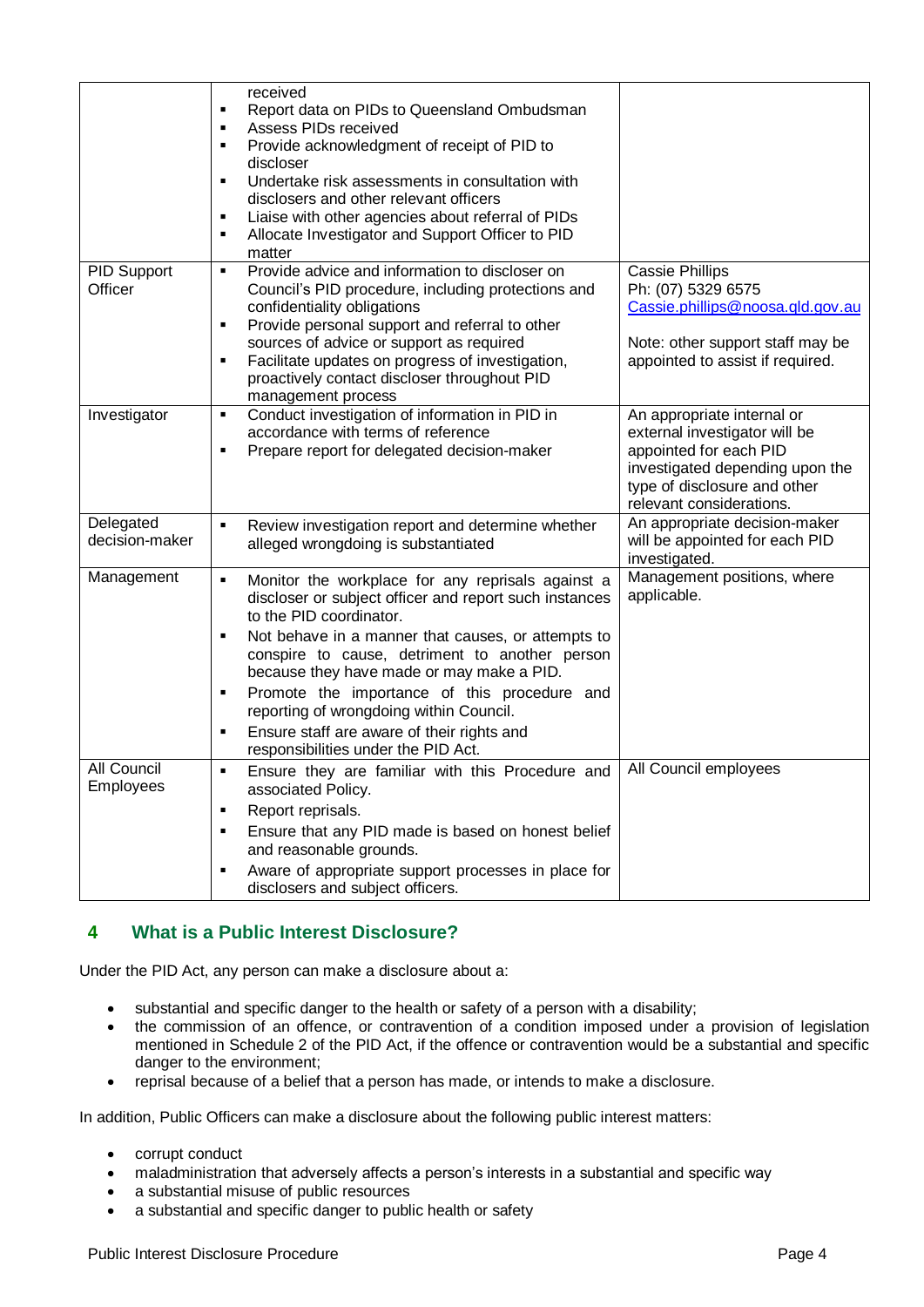| | | |
|---|---|---|
| | received<br>▪ Report data on PIDs to Queensland Ombudsman<br>▪ Assess PIDs received<br>▪ Provide acknowledgment of receipt of PID to discloser<br>▪ Undertake risk assessments in consultation with disclosers and other relevant officers<br>▪ Liaise with other agencies about referral of PIDs<br>▪ Allocate Investigator and Support Officer to PID matter | |
| PID Support Officer | ▪ Provide advice and information to discloser on Council's PID procedure, including protections and confidentiality obligations<br>▪ Provide personal support and referral to other sources of advice or support as required<br>▪ Facilitate updates on progress of investigation, proactively contact discloser throughout PID management process | Cassie Phillips<br>Ph: (07) 5329 6575<br>Cassie.phillips@noosa.qld.gov.au<br><br>Note: other support staff may be appointed to assist if required. |
| Investigator | ▪ Conduct investigation of information in PID in accordance with terms of reference<br>▪ Prepare report for delegated decision-maker | An appropriate internal or external investigator will be appointed for each PID investigated depending upon the type of disclosure and other relevant considerations. |
| Delegated decision-maker | ▪ Review investigation report and determine whether alleged wrongdoing is substantiated | An appropriate decision-maker will be appointed for each PID investigated. |
| Management | ▪ Monitor the workplace for any reprisals against a discloser or subject officer and report such instances to the PID coordinator.<br>▪ Not behave in a manner that causes, or attempts to conspire to cause, detriment to another person because they have made or may make a PID.<br>▪ Promote the importance of this procedure and reporting of wrongdoing within Council.<br>▪ Ensure staff are aware of their rights and responsibilities under the PID Act. | Management positions, where applicable. |
| All Council Employees | ▪ Ensure they are familiar with this Procedure and associated Policy.<br>▪ Report reprisals.<br>▪ Ensure that any PID made is based on honest belief and reasonable grounds.<br>▪ Aware of appropriate support processes in place for disclosers and subject officers. | All Council employees |

## 4 What is a Public Interest Disclosure?

Under the PID Act, any person can make a disclosure about a:

- substantial and specific danger to the health or safety of a person with a disability;
- the commission of an offence, or contravention of a condition imposed under a provision of legislation mentioned in Schedule 2 of the PID Act, if the offence or contravention would be a substantial and specific danger to the environment;
- reprisal because of a belief that a person has made, or intends to make a disclosure.

In addition, Public Officers can make a disclosure about the following public interest matters:

- corrupt conduct
- maladministration that adversely affects a person's interests in a substantial and specific way
- a substantial misuse of public resources
- a substantial and specific danger to public health or safety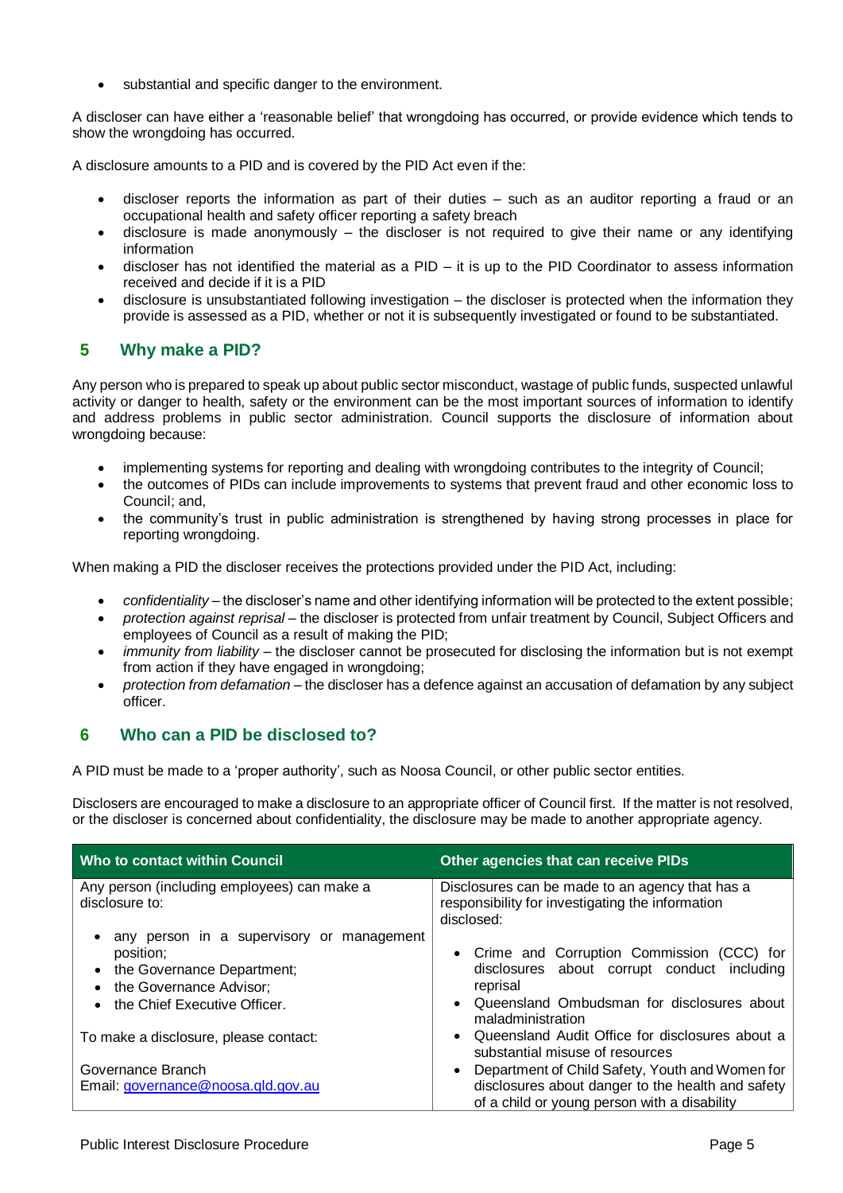- substantial and specific danger to the environment.

A discloser can have either a 'reasonable belief' that wrongdoing has occurred, or provide evidence which tends to show the wrongdoing has occurred.

A disclosure amounts to a PID and is covered by the PID Act even if the:

- discloser reports the information as part of their duties – such as an auditor reporting a fraud or an occupational health and safety officer reporting a safety breach
- disclosure is made anonymously – the discloser is not required to give their name or any identifying information
- discloser has not identified the material as a PID – it is up to the PID Coordinator to assess information received and decide if it is a PID
- disclosure is unsubstantiated following investigation – the discloser is protected when the information they provide is assessed as a PID, whether or not it is subsequently investigated or found to be substantiated.

## 5 Why make a PID?

Any person who is prepared to speak up about public sector misconduct, wastage of public funds, suspected unlawful activity or danger to health, safety or the environment can be the most important sources of information to identify and address problems in public sector administration. Council supports the disclosure of information about wrongdoing because:

- implementing systems for reporting and dealing with wrongdoing contributes to the integrity of Council;
- the outcomes of PIDs can include improvements to systems that prevent fraud and other economic loss to Council; and,
- the community's trust in public administration is strengthened by having strong processes in place for reporting wrongdoing.

When making a PID the discloser receives the protections provided under the PID Act, including:

- *confidentiality* – the discloser's name and other identifying information will be protected to the extent possible;
- *protection against reprisal* – the discloser is protected from unfair treatment by Council, Subject Officers and employees of Council as a result of making the PID;
- *immunity from liability* – the discloser cannot be prosecuted for disclosing the information but is not exempt from action if they have engaged in wrongdoing;
- *protection from defamation* – the discloser has a defence against an accusation of defamation by any subject officer.

## 6 Who can a PID be disclosed to?

A PID must be made to a 'proper authority', such as Noosa Council, or other public sector entities.

Disclosers are encouraged to make a disclosure to an appropriate officer of Council first. If the matter is not resolved, or the discloser is concerned about confidentiality, the disclosure may be made to another appropriate agency.

| Who to contact within Council | Other agencies that can receive PIDs |
|---|---|
| Any person (including employees) can make a disclosure to:<br><br>• any person in a supervisory or management position;<br>• the Governance Department;<br>• the Governance Advisor;<br>• the Chief Executive Officer.<br><br>To make a disclosure, please contact:<br><br>Governance Branch<br>Email: governance@noosa.qld.gov.au | Disclosures can be made to an agency that has a responsibility for investigating the information disclosed:<br><br>• Crime and Corruption Commission (CCC) for disclosures about corrupt conduct including reprisal<br>• Queensland Ombudsman for disclosures about maladministration<br>• Queensland Audit Office for disclosures about a substantial misuse of resources<br>• Department of Child Safety, Youth and Women for disclosures about danger to the health and safety of a child or young person with a disability |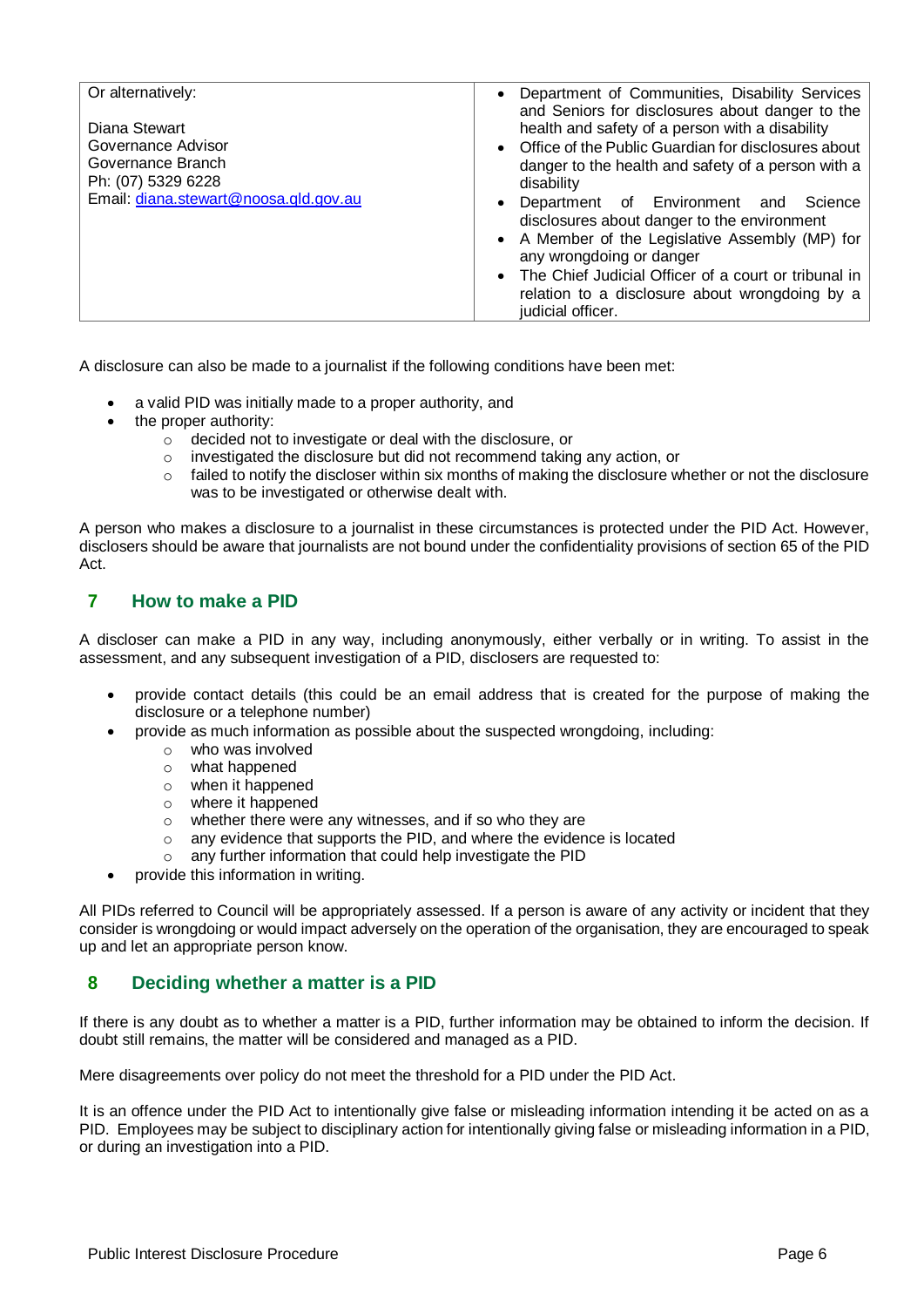| Or alternatively:<br><br>Diana Stewart<br>Governance Advisor<br>Governance Branch<br>Ph: (07) 5329 6228<br>Email: diana.stewart@noosa.qld.gov.au | • Department of Communities, Disability Services and Seniors for disclosures about danger to the health and safety of a person with a disability<br>• Office of the Public Guardian for disclosures about danger to the health and safety of a person with a disability<br>• Department of Environment and Science disclosures about danger to the environment<br>• A Member of the Legislative Assembly (MP) for any wrongdoing or danger<br>• The Chief Judicial Officer of a court or tribunal in relation to a disclosure about wrongdoing by a judicial officer. |
|---|---|

A disclosure can also be made to a journalist if the following conditions have been met:

- a valid PID was initially made to a proper authority, and
- the proper authority:
  - decided not to investigate or deal with the disclosure, or
  - investigated the disclosure but did not recommend taking any action, or
  - failed to notify the discloser within six months of making the disclosure whether or not the disclosure was to be investigated or otherwise dealt with.

A person who makes a disclosure to a journalist in these circumstances is protected under the PID Act. However, disclosers should be aware that journalists are not bound under the confidentiality provisions of section 65 of the PID Act.

## 7 How to make a PID

A discloser can make a PID in any way, including anonymously, either verbally or in writing. To assist in the assessment, and any subsequent investigation of a PID, disclosers are requested to:

- provide contact details (this could be an email address that is created for the purpose of making the disclosure or a telephone number)
- provide as much information as possible about the suspected wrongdoing, including:
  - who was involved
  - what happened
  - when it happened
  - where it happened
  - whether there were any witnesses, and if so who they are
  - any evidence that supports the PID, and where the evidence is located
  - any further information that could help investigate the PID
- provide this information in writing.

All PIDs referred to Council will be appropriately assessed. If a person is aware of any activity or incident that they consider is wrongdoing or would impact adversely on the operation of the organisation, they are encouraged to speak up and let an appropriate person know.

## 8 Deciding whether a matter is a PID

If there is any doubt as to whether a matter is a PID, further information may be obtained to inform the decision. If doubt still remains, the matter will be considered and managed as a PID.

Mere disagreements over policy do not meet the threshold for a PID under the PID Act.

It is an offence under the PID Act to intentionally give false or misleading information intending it be acted on as a PID. Employees may be subject to disciplinary action for intentionally giving false or misleading information in a PID, or during an investigation into a PID.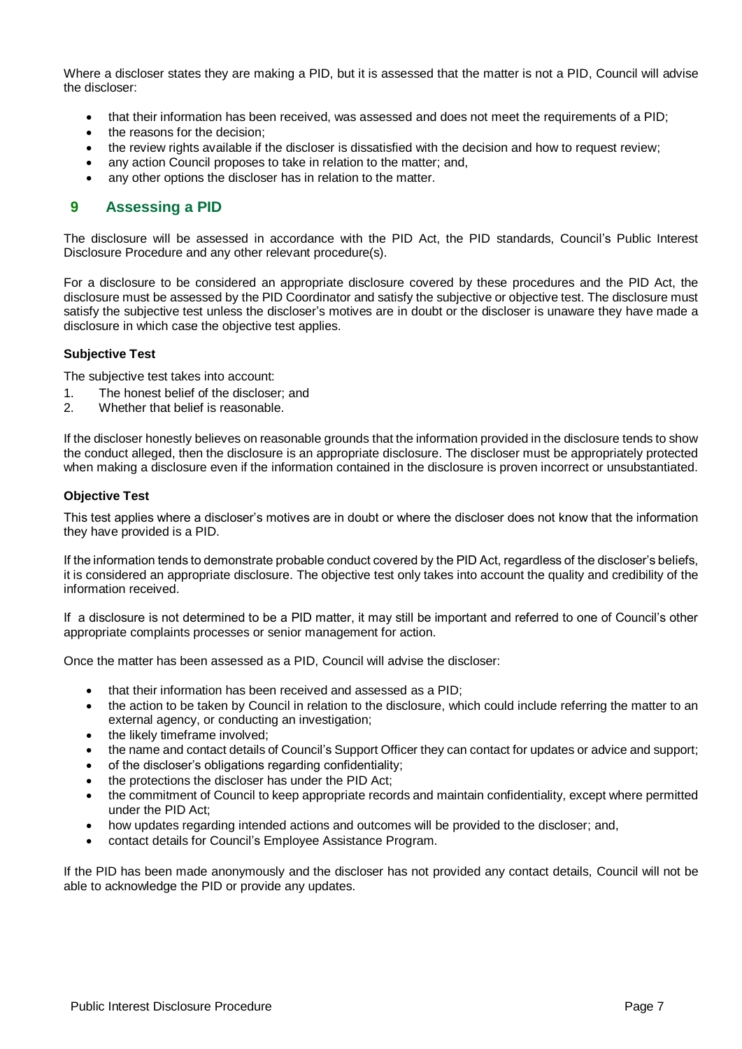Where a discloser states they are making a PID, but it is assessed that the matter is not a PID, Council will advise the discloser:

- that their information has been received, was assessed and does not meet the requirements of a PID;
- the reasons for the decision;
- the review rights available if the discloser is dissatisfied with the decision and how to request review;
- any action Council proposes to take in relation to the matter; and,
- any other options the discloser has in relation to the matter.

## 9 Assessing a PID

The disclosure will be assessed in accordance with the PID Act, the PID standards, Council's Public Interest Disclosure Procedure and any other relevant procedure(s).

For a disclosure to be considered an appropriate disclosure covered by these procedures and the PID Act, the disclosure must be assessed by the PID Coordinator and satisfy the subjective or objective test. The disclosure must satisfy the subjective test unless the discloser's motives are in doubt or the discloser is unaware they have made a disclosure in which case the objective test applies.

### Subjective Test

The subjective test takes into account:

1. The honest belief of the discloser; and
2. Whether that belief is reasonable.

If the discloser honestly believes on reasonable grounds that the information provided in the disclosure tends to show the conduct alleged, then the disclosure is an appropriate disclosure. The discloser must be appropriately protected when making a disclosure even if the information contained in the disclosure is proven incorrect or unsubstantiated.

### Objective Test

This test applies where a discloser's motives are in doubt or where the discloser does not know that the information they have provided is a PID.

If the information tends to demonstrate probable conduct covered by the PID Act, regardless of the discloser's beliefs, it is considered an appropriate disclosure. The objective test only takes into account the quality and credibility of the information received.

If a disclosure is not determined to be a PID matter, it may still be important and referred to one of Council's other appropriate complaints processes or senior management for action.

Once the matter has been assessed as a PID, Council will advise the discloser:

- that their information has been received and assessed as a PID;
- the action to be taken by Council in relation to the disclosure, which could include referring the matter to an external agency, or conducting an investigation;
- the likely timeframe involved;
- the name and contact details of Council's Support Officer they can contact for updates or advice and support;
- of the discloser's obligations regarding confidentiality;
- the protections the discloser has under the PID Act;
- the commitment of Council to keep appropriate records and maintain confidentiality, except where permitted under the PID Act;
- how updates regarding intended actions and outcomes will be provided to the discloser; and,
- contact details for Council's Employee Assistance Program.

If the PID has been made anonymously and the discloser has not provided any contact details, Council will not be able to acknowledge the PID or provide any updates.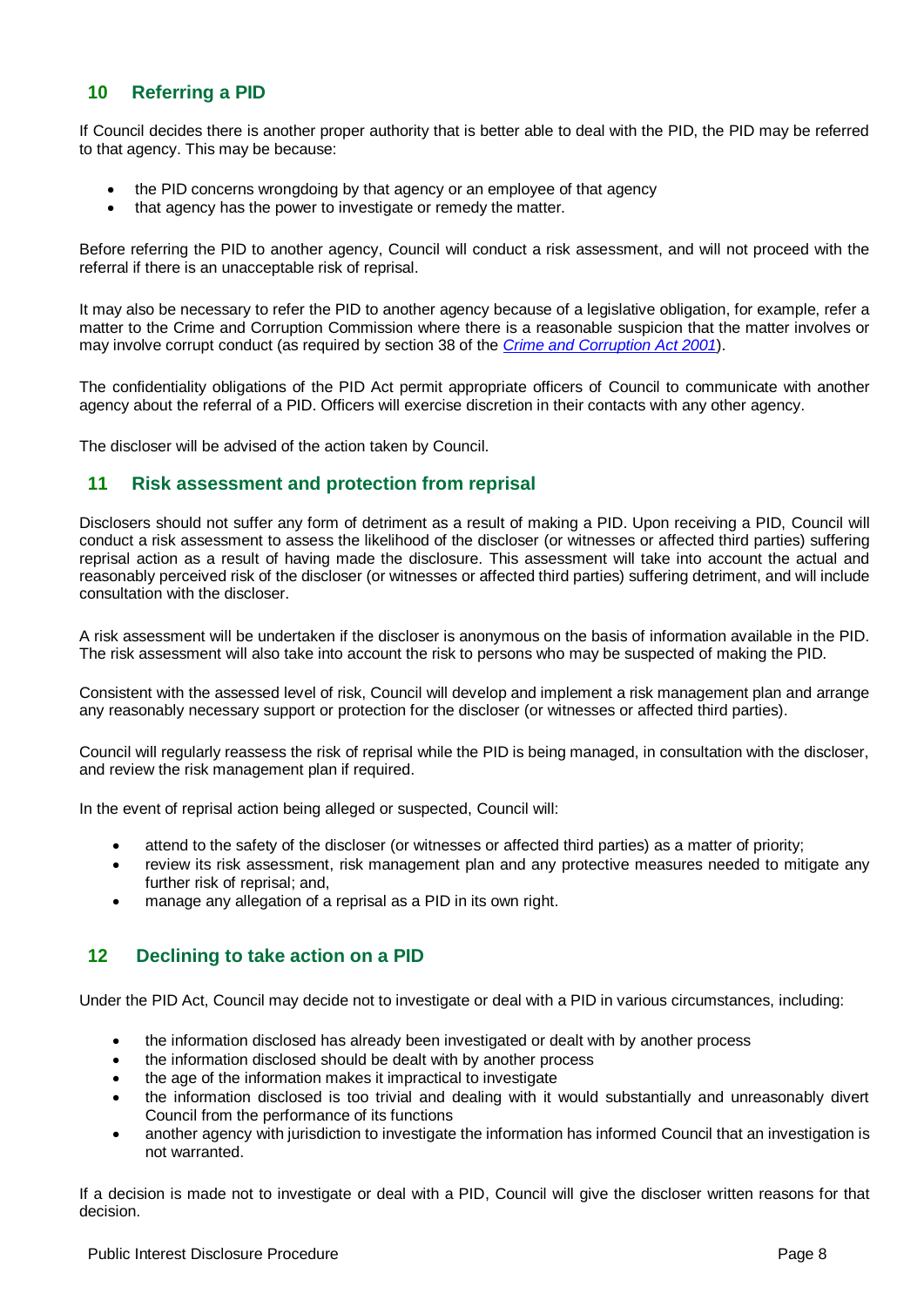## 10 Referring a PID

If Council decides there is another proper authority that is better able to deal with the PID, the PID may be referred to that agency. This may be because:

- the PID concerns wrongdoing by that agency or an employee of that agency
- that agency has the power to investigate or remedy the matter.

Before referring the PID to another agency, Council will conduct a risk assessment, and will not proceed with the referral if there is an unacceptable risk of reprisal.

It may also be necessary to refer the PID to another agency because of a legislative obligation, for example, refer a matter to the Crime and Corruption Commission where there is a reasonable suspicion that the matter involves or may involve corrupt conduct (as required by section 38 of the *Crime and Corruption Act 2001*).

The confidentiality obligations of the PID Act permit appropriate officers of Council to communicate with another agency about the referral of a PID. Officers will exercise discretion in their contacts with any other agency.

The discloser will be advised of the action taken by Council.

## 11 Risk assessment and protection from reprisal

Disclosers should not suffer any form of detriment as a result of making a PID. Upon receiving a PID, Council will conduct a risk assessment to assess the likelihood of the discloser (or witnesses or affected third parties) suffering reprisal action as a result of having made the disclosure. This assessment will take into account the actual and reasonably perceived risk of the discloser (or witnesses or affected third parties) suffering detriment, and will include consultation with the discloser.

A risk assessment will be undertaken if the discloser is anonymous on the basis of information available in the PID. The risk assessment will also take into account the risk to persons who may be suspected of making the PID.

Consistent with the assessed level of risk, Council will develop and implement a risk management plan and arrange any reasonably necessary support or protection for the discloser (or witnesses or affected third parties).

Council will regularly reassess the risk of reprisal while the PID is being managed, in consultation with the discloser, and review the risk management plan if required.

In the event of reprisal action being alleged or suspected, Council will:

- attend to the safety of the discloser (or witnesses or affected third parties) as a matter of priority;
- review its risk assessment, risk management plan and any protective measures needed to mitigate any further risk of reprisal; and,
- manage any allegation of a reprisal as a PID in its own right.

## 12 Declining to take action on a PID

Under the PID Act, Council may decide not to investigate or deal with a PID in various circumstances, including:

- the information disclosed has already been investigated or dealt with by another process
- the information disclosed should be dealt with by another process
- the age of the information makes it impractical to investigate
- the information disclosed is too trivial and dealing with it would substantially and unreasonably divert Council from the performance of its functions
- another agency with jurisdiction to investigate the information has informed Council that an investigation is not warranted.

If a decision is made not to investigate or deal with a PID, Council will give the discloser written reasons for that decision.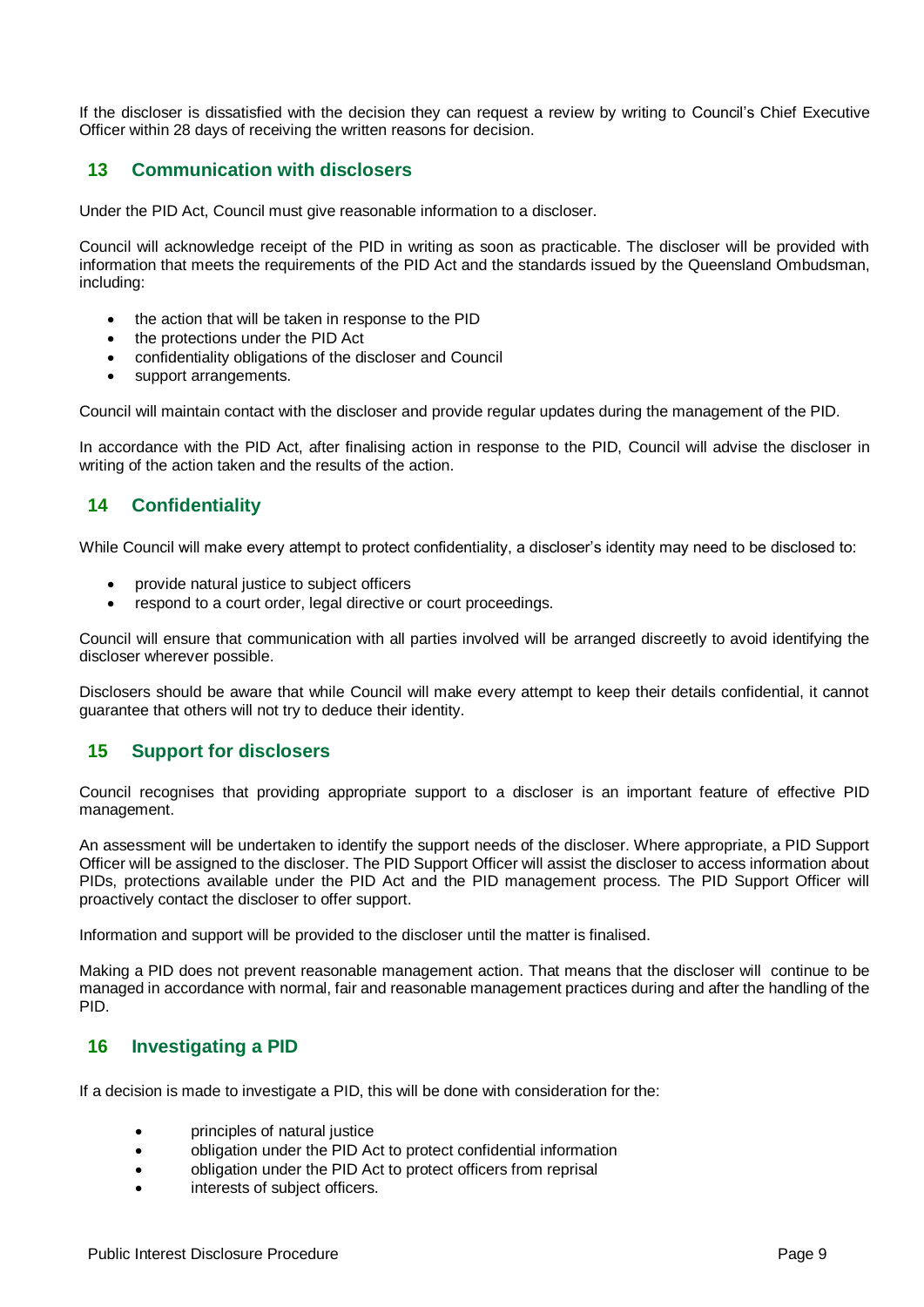If the discloser is dissatisfied with the decision they can request a review by writing to Council's Chief Executive Officer within 28 days of receiving the written reasons for decision.

## 13 Communication with disclosers

Under the PID Act, Council must give reasonable information to a discloser.

Council will acknowledge receipt of the PID in writing as soon as practicable. The discloser will be provided with information that meets the requirements of the PID Act and the standards issued by the Queensland Ombudsman, including:

- the action that will be taken in response to the PID
- the protections under the PID Act
- confidentiality obligations of the discloser and Council
- support arrangements.

Council will maintain contact with the discloser and provide regular updates during the management of the PID.

In accordance with the PID Act, after finalising action in response to the PID, Council will advise the discloser in writing of the action taken and the results of the action.

## 14 Confidentiality

While Council will make every attempt to protect confidentiality, a discloser's identity may need to be disclosed to:

- provide natural justice to subject officers
- respond to a court order, legal directive or court proceedings.

Council will ensure that communication with all parties involved will be arranged discreetly to avoid identifying the discloser wherever possible.

Disclosers should be aware that while Council will make every attempt to keep their details confidential, it cannot guarantee that others will not try to deduce their identity.

## 15 Support for disclosers

Council recognises that providing appropriate support to a discloser is an important feature of effective PID management.

An assessment will be undertaken to identify the support needs of the discloser. Where appropriate, a PID Support Officer will be assigned to the discloser. The PID Support Officer will assist the discloser to access information about PIDs, protections available under the PID Act and the PID management process. The PID Support Officer will proactively contact the discloser to offer support.

Information and support will be provided to the discloser until the matter is finalised.

Making a PID does not prevent reasonable management action. That means that the discloser will continue to be managed in accordance with normal, fair and reasonable management practices during and after the handling of the PID.

## 16 Investigating a PID

If a decision is made to investigate a PID, this will be done with consideration for the:

- principles of natural justice
- obligation under the PID Act to protect confidential information
- obligation under the PID Act to protect officers from reprisal
- interests of subject officers.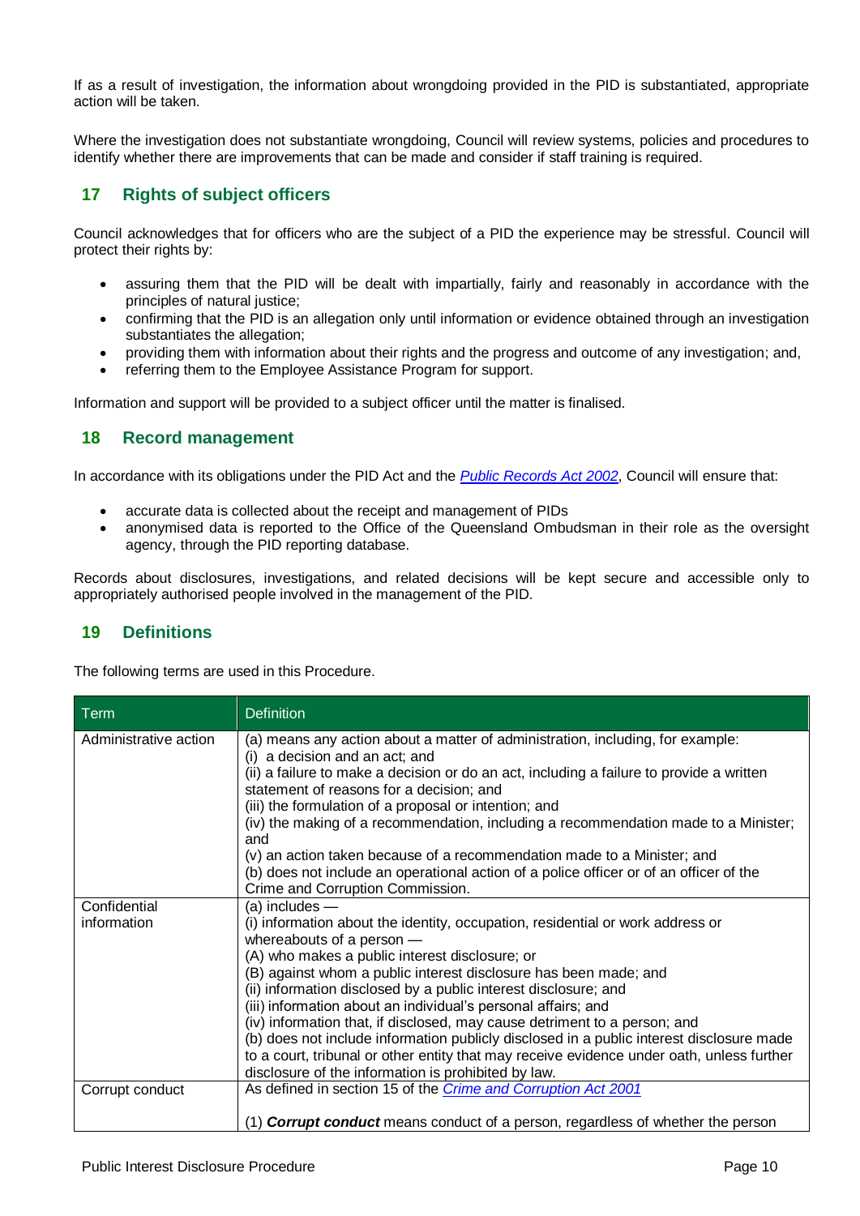If as a result of investigation, the information about wrongdoing provided in the PID is substantiated, appropriate action will be taken.

Where the investigation does not substantiate wrongdoing, Council will review systems, policies and procedures to identify whether there are improvements that can be made and consider if staff training is required.

## 17 Rights of subject officers

Council acknowledges that for officers who are the subject of a PID the experience may be stressful. Council will protect their rights by:

- assuring them that the PID will be dealt with impartially, fairly and reasonably in accordance with the principles of natural justice;
- confirming that the PID is an allegation only until information or evidence obtained through an investigation substantiates the allegation;
- providing them with information about their rights and the progress and outcome of any investigation; and,
- referring them to the Employee Assistance Program for support.

Information and support will be provided to a subject officer until the matter is finalised.

## 18 Record management

In accordance with its obligations under the PID Act and the *Public Records Act 2002*, Council will ensure that:

- accurate data is collected about the receipt and management of PIDs
- anonymised data is reported to the Office of the Queensland Ombudsman in their role as the oversight agency, through the PID reporting database.

Records about disclosures, investigations, and related decisions will be kept secure and accessible only to appropriately authorised people involved in the management of the PID.

## 19 Definitions

The following terms are used in this Procedure.

| Term | Definition |
|---|---|
| Administrative action | (a) means any action about a matter of administration, including, for example:<br>(i) a decision and an act; and<br>(ii) a failure to make a decision or do an act, including a failure to provide a written statement of reasons for a decision; and<br>(iii) the formulation of a proposal or intention; and<br>(iv) the making of a recommendation, including a recommendation made to a Minister; and<br>(v) an action taken because of a recommendation made to a Minister; and<br>(b) does not include an operational action of a police officer or of an officer of the Crime and Corruption Commission. |
| Confidential information | (a) includes —<br>(i) information about the identity, occupation, residential or work address or whereabouts of a person —<br>(A) who makes a public interest disclosure; or<br>(B) against whom a public interest disclosure has been made; and<br>(ii) information disclosed by a public interest disclosure; and<br>(iii) information about an individual's personal affairs; and<br>(iv) information that, if disclosed, may cause detriment to a person; and<br>(b) does not include information publicly disclosed in a public interest disclosure made to a court, tribunal or other entity that may receive evidence under oath, unless further disclosure of the information is prohibited by law. |
| Corrupt conduct | As defined in section 15 of the *Crime and Corruption Act 2001*<br><br>(1) ***Corrupt conduct*** means conduct of a person, regardless of whether the person |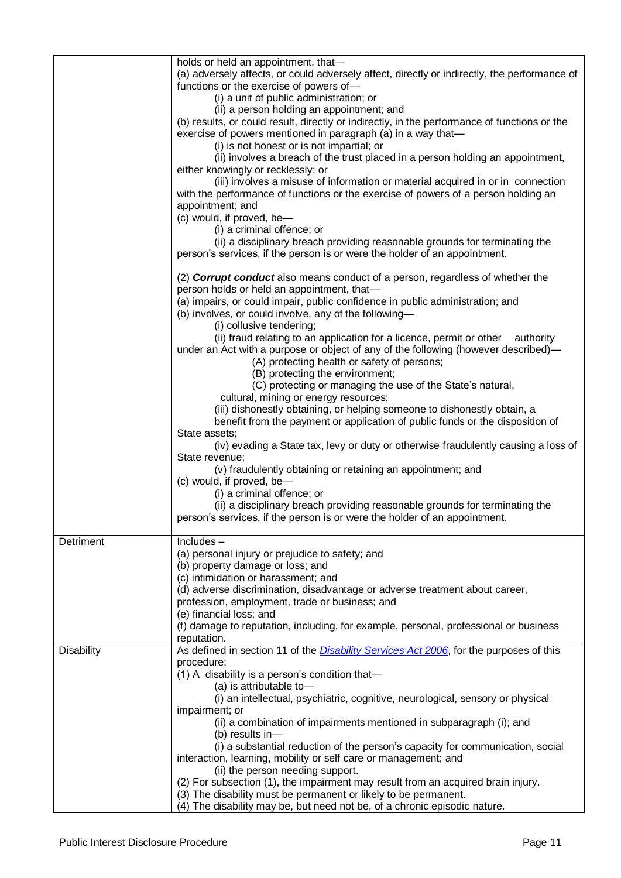| | |
|---|---|
| | holds or held an appointment, that—<br>(a) adversely affects, or could adversely affect, directly or indirectly, the performance of functions or the exercise of powers of—<br>(i) a unit of public administration; or<br>(ii) a person holding an appointment; and<br>(b) results, or could result, directly or indirectly, in the performance of functions or the exercise of powers mentioned in paragraph (a) in a way that—<br>(i) is not honest or is not impartial; or<br>(ii) involves a breach of the trust placed in a person holding an appointment, either knowingly or recklessly; or<br>(iii) involves a misuse of information or material acquired in or in connection with the performance of functions or the exercise of powers of a person holding an appointment; and<br>(c) would, if proved, be—<br>(i) a criminal offence; or<br>(ii) a disciplinary breach providing reasonable grounds for terminating the person's services, if the person is or were the holder of an appointment.<br><br>(2) ***Corrupt conduct*** also means conduct of a person, regardless of whether the person holds or held an appointment, that—<br>(a) impairs, or could impair, public confidence in public administration; and<br>(b) involves, or could involve, any of the following—<br>(i) collusive tendering;<br>(ii) fraud relating to an application for a licence, permit or other authority under an Act with a purpose or object of any of the following (however described)—<br>(A) protecting health or safety of persons;<br>(B) protecting the environment;<br>(C) protecting or managing the use of the State's natural, cultural, mining or energy resources;<br>(iii) dishonestly obtaining, or helping someone to dishonestly obtain, a benefit from the payment or application of public funds or the disposition of State assets;<br>(iv) evading a State tax, levy or duty or otherwise fraudulently causing a loss of State revenue;<br>(v) fraudulently obtaining or retaining an appointment; and<br>(c) would, if proved, be—<br>(i) a criminal offence; or<br>(ii) a disciplinary breach providing reasonable grounds for terminating the person's services, if the person is or were the holder of an appointment. |
| Detriment | Includes –<br>(a) personal injury or prejudice to safety; and<br>(b) property damage or loss; and<br>(c) intimidation or harassment; and<br>(d) adverse discrimination, disadvantage or adverse treatment about career, profession, employment, trade or business; and<br>(e) financial loss; and<br>(f) damage to reputation, including, for example, personal, professional or business reputation. |
| Disability | As defined in section 11 of the *Disability Services Act 2006*, for the purposes of this procedure:<br>(1) A disability is a person's condition that—<br>(a) is attributable to—<br>(i) an intellectual, psychiatric, cognitive, neurological, sensory or physical impairment; or<br>(ii) a combination of impairments mentioned in subparagraph (i); and<br>(b) results in—<br>(i) a substantial reduction of the person's capacity for communication, social interaction, learning, mobility or self care or management; and<br>(ii) the person needing support.<br>(2) For subsection (1), the impairment may result from an acquired brain injury.<br>(3) The disability must be permanent or likely to be permanent.<br>(4) The disability may be, but need not be, of a chronic episodic nature. |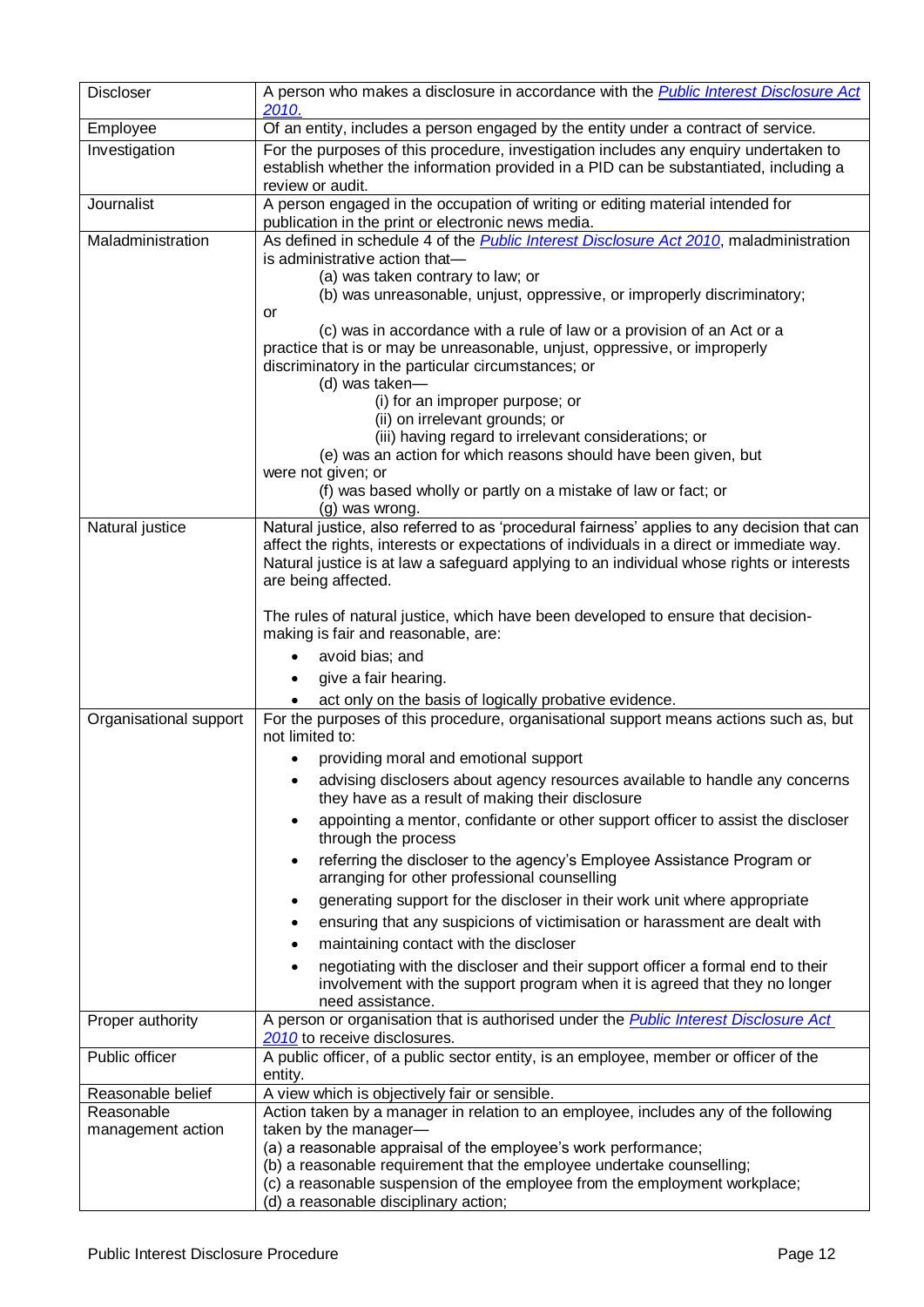| | |
|---|---|
| Discloser | A person who makes a disclosure in accordance with the *Public Interest Disclosure Act 2010*. |
| Employee | Of an entity, includes a person engaged by the entity under a contract of service. |
| Investigation | For the purposes of this procedure, investigation includes any enquiry undertaken to establish whether the information provided in a PID can be substantiated, including a review or audit. |
| Journalist | A person engaged in the occupation of writing or editing material intended for publication in the print or electronic news media. |
| Maladministration | As defined in schedule 4 of the *Public Interest Disclosure Act 2010*, maladministration is administrative action that—<br>(a) was taken contrary to law; or<br>(b) was unreasonable, unjust, oppressive, or improperly discriminatory; or<br>(c) was in accordance with a rule of law or a provision of an Act or a practice that is or may be unreasonable, unjust, oppressive, or improperly discriminatory in the particular circumstances; or<br>(d) was taken—<br>(i) for an improper purpose; or<br>(ii) on irrelevant grounds; or<br>(iii) having regard to irrelevant considerations; or<br>(e) was an action for which reasons should have been given, but were not given; or<br>(f) was based wholly or partly on a mistake of law or fact; or<br>(g) was wrong. |
| Natural justice | Natural justice, also referred to as 'procedural fairness' applies to any decision that can affect the rights, interests or expectations of individuals in a direct or immediate way. Natural justice is at law a safeguard applying to an individual whose rights or interests are being affected.<br><br>The rules of natural justice, which have been developed to ensure that decision-making is fair and reasonable, are:<br>• avoid bias; and<br>• give a fair hearing.<br>• act only on the basis of logically probative evidence. |
| Organisational support | For the purposes of this procedure, organisational support means actions such as, but not limited to:<br>• providing moral and emotional support<br>• advising disclosers about agency resources available to handle any concerns they have as a result of making their disclosure<br>• appointing a mentor, confidante or other support officer to assist the discloser through the process<br>• referring the discloser to the agency's Employee Assistance Program or arranging for other professional counselling<br>• generating support for the discloser in their work unit where appropriate<br>• ensuring that any suspicions of victimisation or harassment are dealt with<br>• maintaining contact with the discloser<br>• negotiating with the discloser and their support officer a formal end to their involvement with the support program when it is agreed that they no longer need assistance. |
| Proper authority | A person or organisation that is authorised under the *Public Interest Disclosure Act 2010* to receive disclosures. |
| Public officer | A public officer, of a public sector entity, is an employee, member or officer of the entity. |
| Reasonable belief | A view which is objectively fair or sensible. |
| Reasonable management action | Action taken by a manager in relation to an employee, includes any of the following taken by the manager—<br>(a) a reasonable appraisal of the employee's work performance;<br>(b) a reasonable requirement that the employee undertake counselling;<br>(c) a reasonable suspension of the employee from the employment workplace;<br>(d) a reasonable disciplinary action; |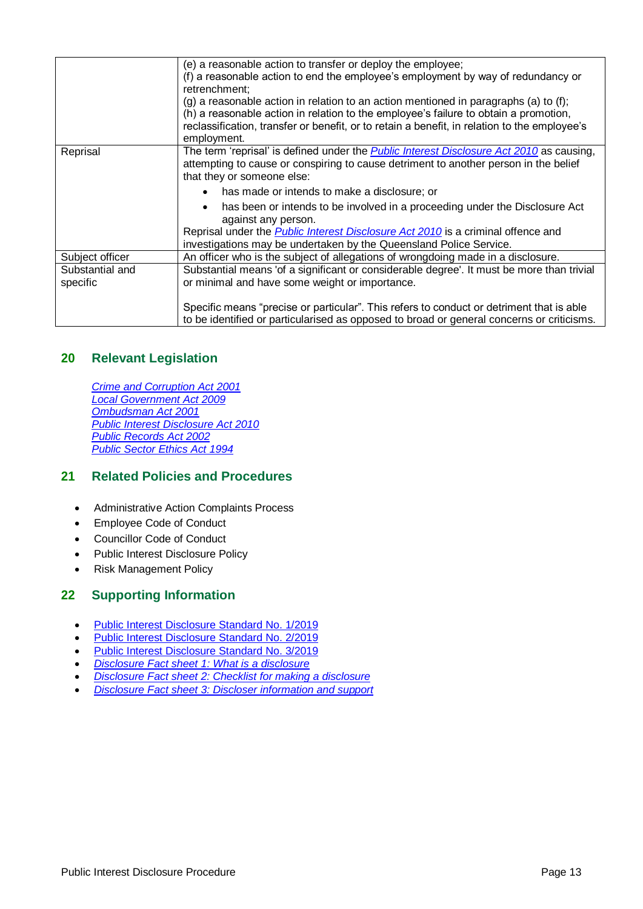| | |
|---|---|
| | (e) a reasonable action to transfer or deploy the employee;<br>(f) a reasonable action to end the employee's employment by way of redundancy or retrenchment;<br>(g) a reasonable action in relation to an action mentioned in paragraphs (a) to (f);<br>(h) a reasonable action in relation to the employee's failure to obtain a promotion, reclassification, transfer or benefit, or to retain a benefit, in relation to the employee's employment. |
| Reprisal | The term 'reprisal' is defined under the *Public Interest Disclosure Act 2010* as causing, attempting to cause or conspiring to cause detriment to another person in the belief that they or someone else:<br>• has made or intends to make a disclosure; or<br>• has been or intends to be involved in a proceeding under the Disclosure Act against any person.<br>Reprisal under the *Public Interest Disclosure Act 2010* is a criminal offence and investigations may be undertaken by the Queensland Police Service. |
| Subject officer | An officer who is the subject of allegations of wrongdoing made in a disclosure. |
| Substantial and specific | Substantial means 'of a significant or considerable degree'. It must be more than trivial or minimal and have some weight or importance.<br><br>Specific means "precise or particular". This refers to conduct or detriment that is able to be identified or particularised as opposed to broad or general concerns or criticisms. |

## 20 Relevant Legislation

*Crime and Corruption Act 2001*
*Local Government Act 2009*
*Ombudsman Act 2001*
*Public Interest Disclosure Act 2010*
*Public Records Act 2002*
*Public Sector Ethics Act 1994*

## 21 Related Policies and Procedures

- Administrative Action Complaints Process
- Employee Code of Conduct
- Councillor Code of Conduct
- Public Interest Disclosure Policy
- Risk Management Policy

## 22 Supporting Information

- Public Interest Disclosure Standard No. 1/2019
- Public Interest Disclosure Standard No. 2/2019
- Public Interest Disclosure Standard No. 3/2019
- *Disclosure Fact sheet 1: What is a disclosure*
- *Disclosure Fact sheet 2: Checklist for making a disclosure*
- *Disclosure Fact sheet 3: Discloser information and support*